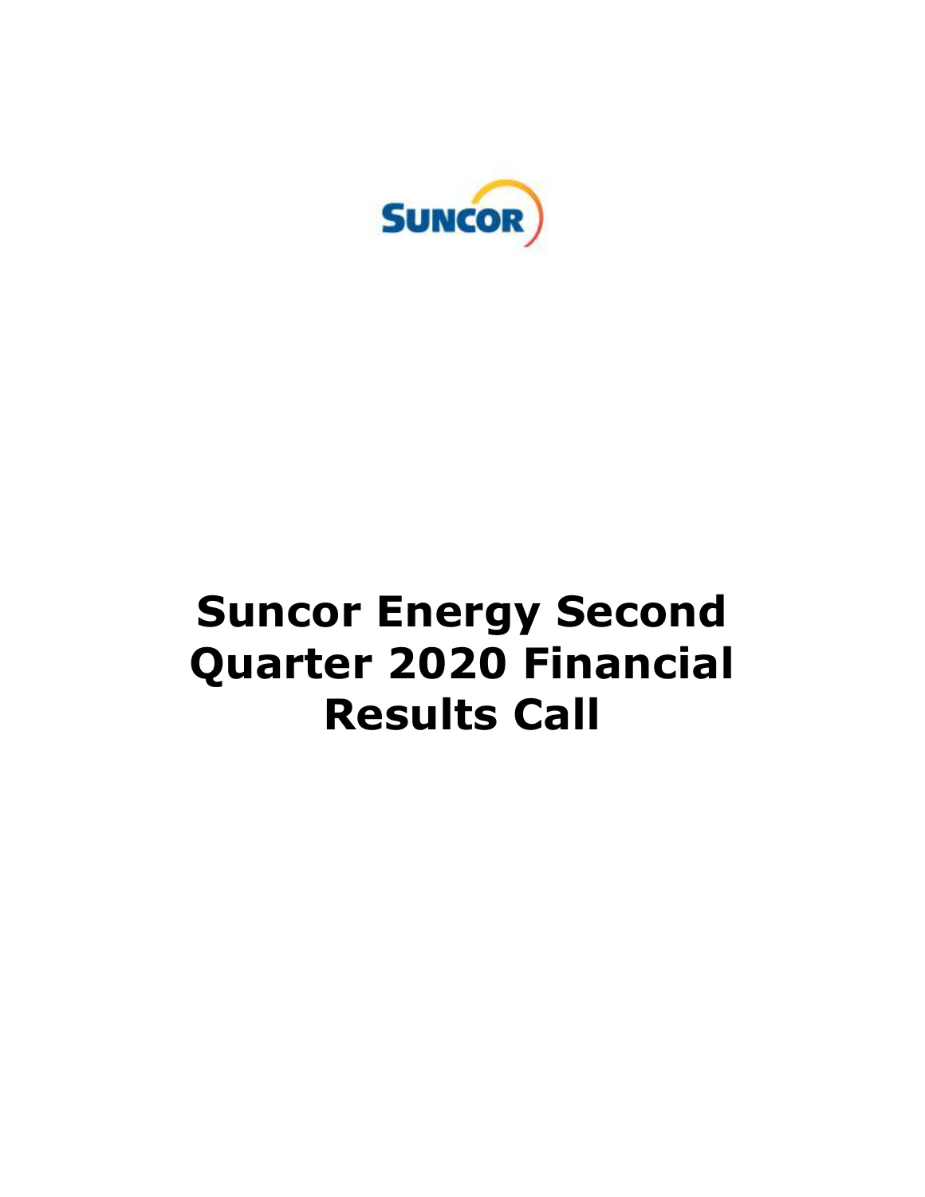# Suncor Energy Second Quarter 2020 Financial Results Call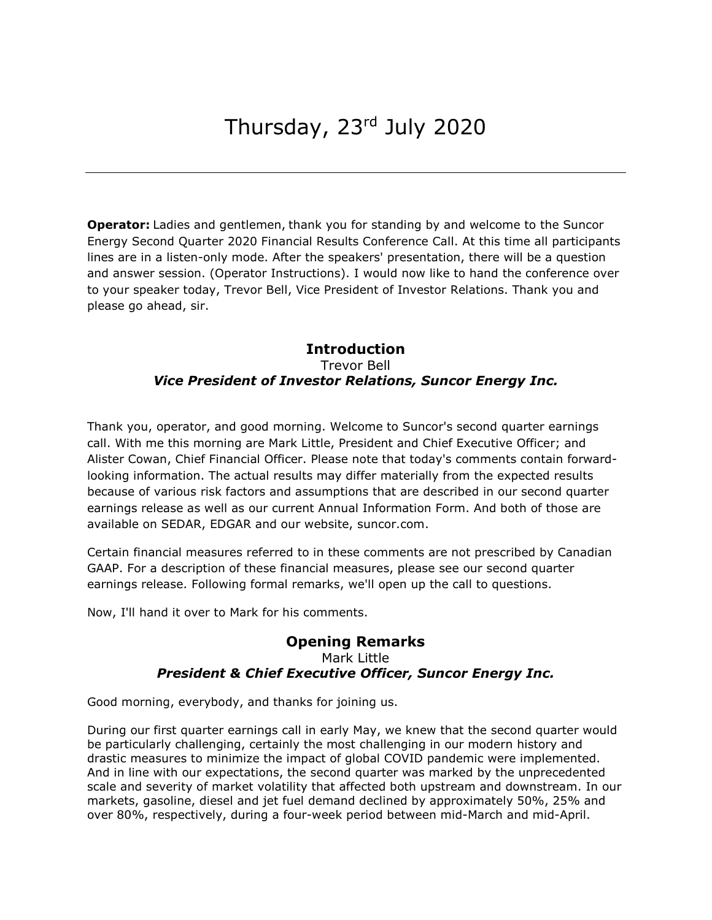# Thursday, 23rd July 2020

---

**Operator:** Ladies and gentlemen, thank you for standing by and welcome to the Suncor Energy Second Quarter 2020 Financial Results Conference Call. At this time all participants lines are in a listen-only mode. After the speakers' presentation, there will be a question and answer session. (Operator Instructions). I would now like to hand the conference over to your speaker today, Trevor Bell, Vice President of Investor Relations. Thank you and please go ahead, sir.

## Introduction

Trevor Bell

***Vice President of Investor Relations, Suncor Energy Inc.***

Thank you, operator, and good morning. Welcome to Suncor's second quarter earnings call. With me this morning are Mark Little, President and Chief Executive Officer; and Alister Cowan, Chief Financial Officer. Please note that today's comments contain forward-looking information. The actual results may differ materially from the expected results because of various risk factors and assumptions that are described in our second quarter earnings release as well as our current Annual Information Form. And both of those are available on SEDAR, EDGAR and our website, suncor.com.

Certain financial measures referred to in these comments are not prescribed by Canadian GAAP. For a description of these financial measures, please see our second quarter earnings release. Following formal remarks, we'll open up the call to questions.

Now, I'll hand it over to Mark for his comments.

## Opening Remarks

Mark Little

***President & Chief Executive Officer, Suncor Energy Inc.***

Good morning, everybody, and thanks for joining us.

During our first quarter earnings call in early May, we knew that the second quarter would be particularly challenging, certainly the most challenging in our modern history and drastic measures to minimize the impact of global COVID pandemic were implemented. And in line with our expectations, the second quarter was marked by the unprecedented scale and severity of market volatility that affected both upstream and downstream. In our markets, gasoline, diesel and jet fuel demand declined by approximately 50%, 25% and over 80%, respectively, during a four-week period between mid-March and mid-April.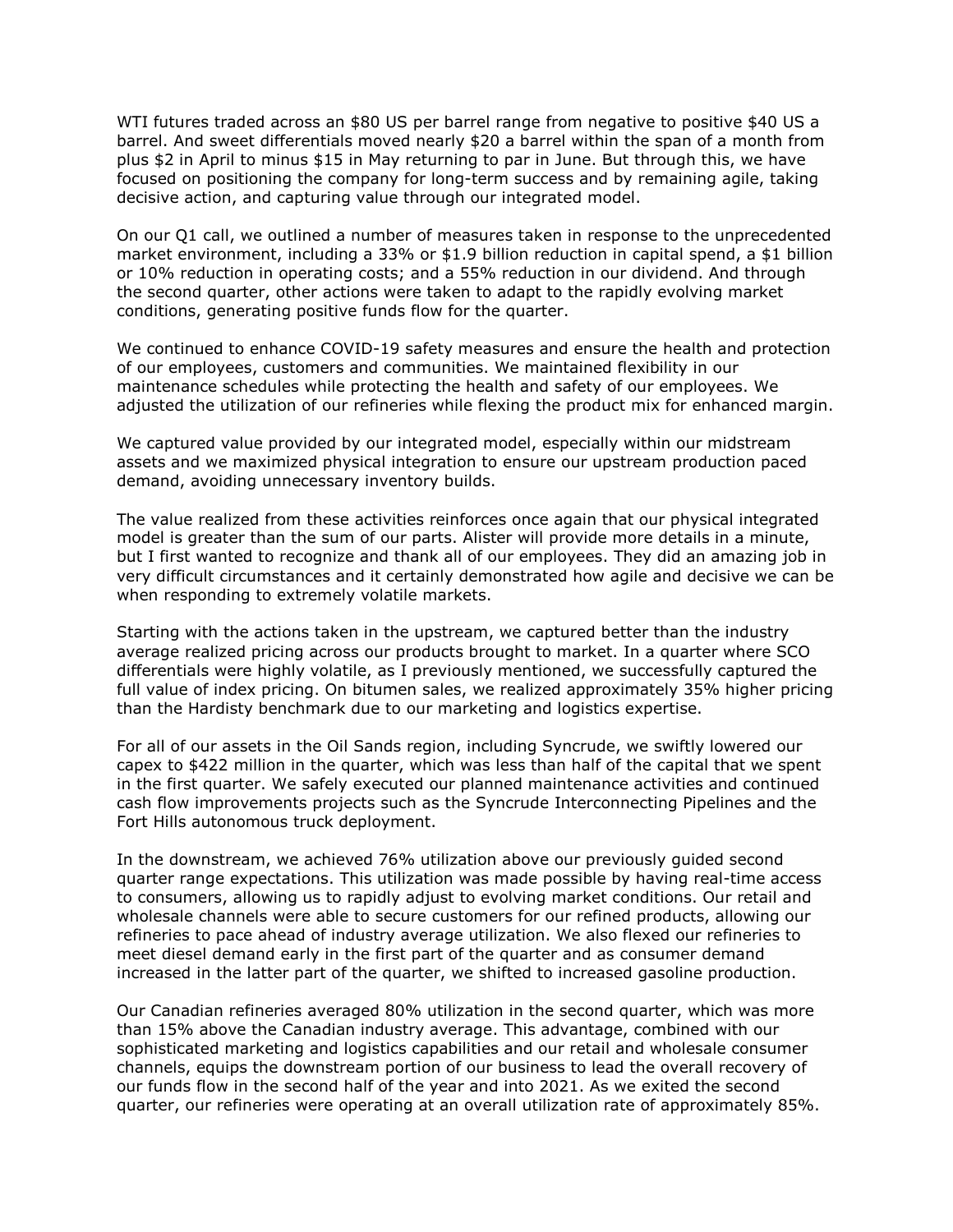WTI futures traded across an $80 US per barrel range from negative to positive $40 US a barrel. And sweet differentials moved nearly $20 a barrel within the span of a month from plus $2 in April to minus $15 in May returning to par in June. But through this, we have focused on positioning the company for long-term success and by remaining agile, taking decisive action, and capturing value through our integrated model.

On our Q1 call, we outlined a number of measures taken in response to the unprecedented market environment, including a 33% or $1.9 billion reduction in capital spend, a $1 billion or 10% reduction in operating costs; and a 55% reduction in our dividend. And through the second quarter, other actions were taken to adapt to the rapidly evolving market conditions, generating positive funds flow for the quarter.

We continued to enhance COVID-19 safety measures and ensure the health and protection of our employees, customers and communities. We maintained flexibility in our maintenance schedules while protecting the health and safety of our employees. We adjusted the utilization of our refineries while flexing the product mix for enhanced margin.

We captured value provided by our integrated model, especially within our midstream assets and we maximized physical integration to ensure our upstream production paced demand, avoiding unnecessary inventory builds.

The value realized from these activities reinforces once again that our physical integrated model is greater than the sum of our parts. Alister will provide more details in a minute, but I first wanted to recognize and thank all of our employees. They did an amazing job in very difficult circumstances and it certainly demonstrated how agile and decisive we can be when responding to extremely volatile markets.

Starting with the actions taken in the upstream, we captured better than the industry average realized pricing across our products brought to market. In a quarter where SCO differentials were highly volatile, as I previously mentioned, we successfully captured the full value of index pricing. On bitumen sales, we realized approximately 35% higher pricing than the Hardisty benchmark due to our marketing and logistics expertise.

For all of our assets in the Oil Sands region, including Syncrude, we swiftly lowered our capex to $422 million in the quarter, which was less than half of the capital that we spent in the first quarter. We safely executed our planned maintenance activities and continued cash flow improvements projects such as the Syncrude Interconnecting Pipelines and the Fort Hills autonomous truck deployment.

In the downstream, we achieved 76% utilization above our previously guided second quarter range expectations. This utilization was made possible by having real-time access to consumers, allowing us to rapidly adjust to evolving market conditions. Our retail and wholesale channels were able to secure customers for our refined products, allowing our refineries to pace ahead of industry average utilization. We also flexed our refineries to meet diesel demand early in the first part of the quarter and as consumer demand increased in the latter part of the quarter, we shifted to increased gasoline production.

Our Canadian refineries averaged 80% utilization in the second quarter, which was more than 15% above the Canadian industry average. This advantage, combined with our sophisticated marketing and logistics capabilities and our retail and wholesale consumer channels, equips the downstream portion of our business to lead the overall recovery of our funds flow in the second half of the year and into 2021. As we exited the second quarter, our refineries were operating at an overall utilization rate of approximately 85%.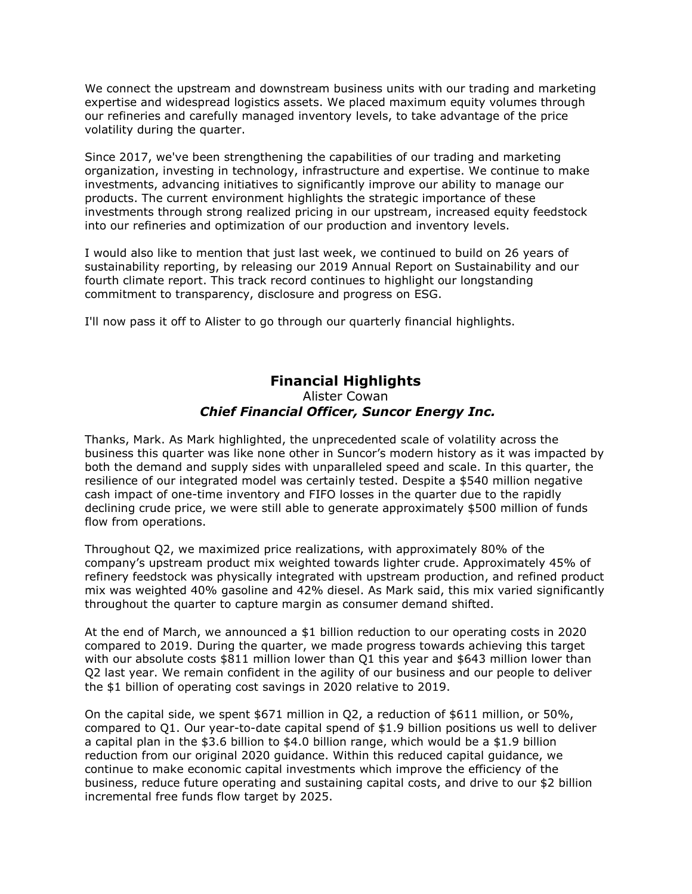We connect the upstream and downstream business units with our trading and marketing expertise and widespread logistics assets. We placed maximum equity volumes through our refineries and carefully managed inventory levels, to take advantage of the price volatility during the quarter.

Since 2017, we've been strengthening the capabilities of our trading and marketing organization, investing in technology, infrastructure and expertise. We continue to make investments, advancing initiatives to significantly improve our ability to manage our products. The current environment highlights the strategic importance of these investments through strong realized pricing in our upstream, increased equity feedstock into our refineries and optimization of our production and inventory levels.

I would also like to mention that just last week, we continued to build on 26 years of sustainability reporting, by releasing our 2019 Annual Report on Sustainability and our fourth climate report. This track record continues to highlight our longstanding commitment to transparency, disclosure and progress on ESG.

I'll now pass it off to Alister to go through our quarterly financial highlights.

## Financial Highlights

Alister Cowan

***Chief Financial Officer, Suncor Energy Inc.***

Thanks, Mark. As Mark highlighted, the unprecedented scale of volatility across the business this quarter was like none other in Suncor's modern history as it was impacted by both the demand and supply sides with unparalleled speed and scale. In this quarter, the resilience of our integrated model was certainly tested. Despite a $540 million negative cash impact of one-time inventory and FIFO losses in the quarter due to the rapidly declining crude price, we were still able to generate approximately $500 million of funds flow from operations.

Throughout Q2, we maximized price realizations, with approximately 80% of the company's upstream product mix weighted towards lighter crude. Approximately 45% of refinery feedstock was physically integrated with upstream production, and refined product mix was weighted 40% gasoline and 42% diesel. As Mark said, this mix varied significantly throughout the quarter to capture margin as consumer demand shifted.

At the end of March, we announced a $1 billion reduction to our operating costs in 2020 compared to 2019. During the quarter, we made progress towards achieving this target with our absolute costs $811 million lower than Q1 this year and $643 million lower than Q2 last year. We remain confident in the agility of our business and our people to deliver the $1 billion of operating cost savings in 2020 relative to 2019.

On the capital side, we spent $671 million in Q2, a reduction of $611 million, or 50%, compared to Q1. Our year-to-date capital spend of $1.9 billion positions us well to deliver a capital plan in the $3.6 billion to $4.0 billion range, which would be a $1.9 billion reduction from our original 2020 guidance. Within this reduced capital guidance, we continue to make economic capital investments which improve the efficiency of the business, reduce future operating and sustaining capital costs, and drive to our $2 billion incremental free funds flow target by 2025.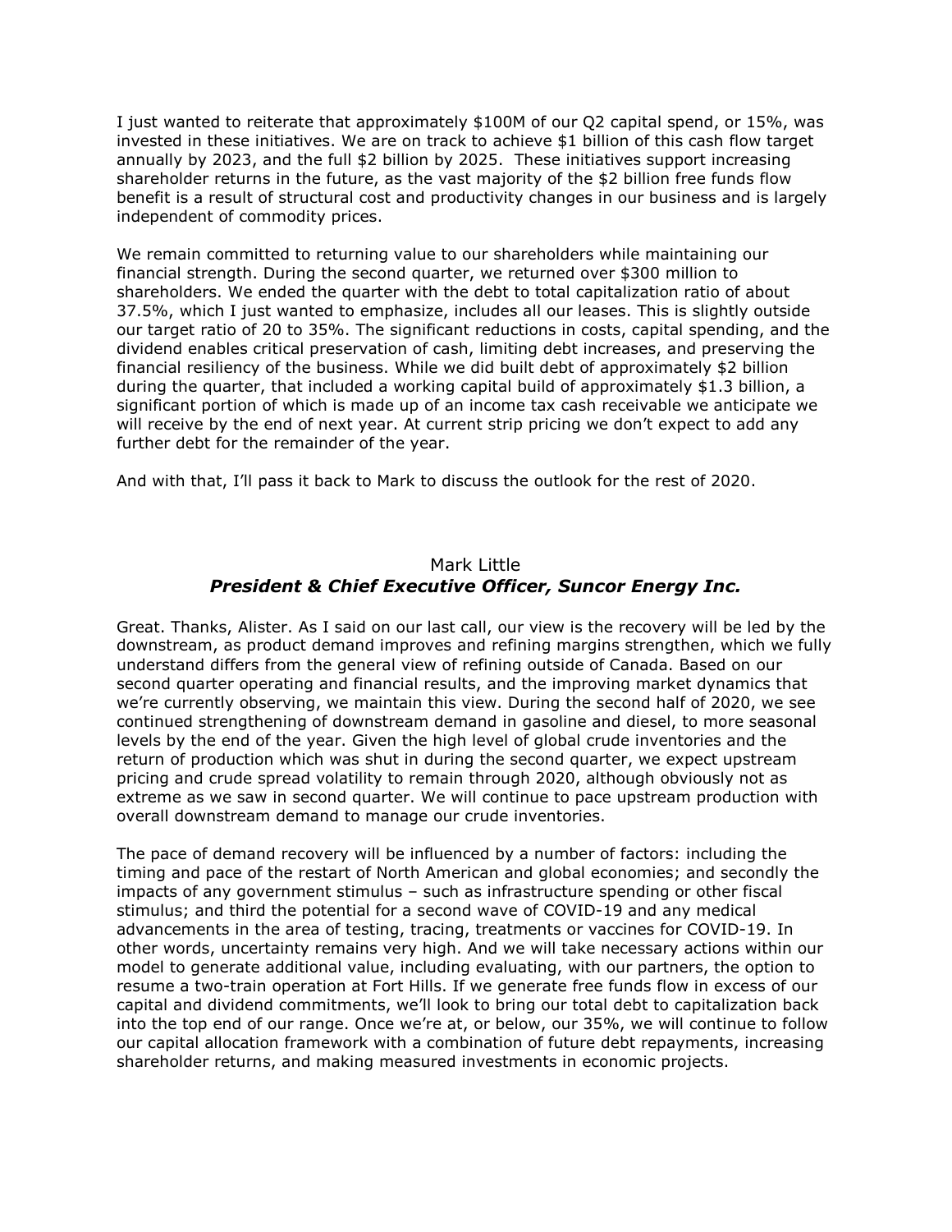I just wanted to reiterate that approximately $100M of our Q2 capital spend, or 15%, was invested in these initiatives. We are on track to achieve $1 billion of this cash flow target annually by 2023, and the full $2 billion by 2025. These initiatives support increasing shareholder returns in the future, as the vast majority of the $2 billion free funds flow benefit is a result of structural cost and productivity changes in our business and is largely independent of commodity prices.

We remain committed to returning value to our shareholders while maintaining our financial strength. During the second quarter, we returned over $300 million to shareholders. We ended the quarter with the debt to total capitalization ratio of about 37.5%, which I just wanted to emphasize, includes all our leases. This is slightly outside our target ratio of 20 to 35%. The significant reductions in costs, capital spending, and the dividend enables critical preservation of cash, limiting debt increases, and preserving the financial resiliency of the business. While we did built debt of approximately $2 billion during the quarter, that included a working capital build of approximately $1.3 billion, a significant portion of which is made up of an income tax cash receivable we anticipate we will receive by the end of next year. At current strip pricing we don't expect to add any further debt for the remainder of the year.

And with that, I'll pass it back to Mark to discuss the outlook for the rest of 2020.

Mark Little
***President & Chief Executive Officer, Suncor Energy Inc.***

Great. Thanks, Alister. As I said on our last call, our view is the recovery will be led by the downstream, as product demand improves and refining margins strengthen, which we fully understand differs from the general view of refining outside of Canada. Based on our second quarter operating and financial results, and the improving market dynamics that we're currently observing, we maintain this view. During the second half of 2020, we see continued strengthening of downstream demand in gasoline and diesel, to more seasonal levels by the end of the year. Given the high level of global crude inventories and the return of production which was shut in during the second quarter, we expect upstream pricing and crude spread volatility to remain through 2020, although obviously not as extreme as we saw in second quarter. We will continue to pace upstream production with overall downstream demand to manage our crude inventories.

The pace of demand recovery will be influenced by a number of factors: including the timing and pace of the restart of North American and global economies; and secondly the impacts of any government stimulus – such as infrastructure spending or other fiscal stimulus; and third the potential for a second wave of COVID-19 and any medical advancements in the area of testing, tracing, treatments or vaccines for COVID-19. In other words, uncertainty remains very high. And we will take necessary actions within our model to generate additional value, including evaluating, with our partners, the option to resume a two-train operation at Fort Hills. If we generate free funds flow in excess of our capital and dividend commitments, we'll look to bring our total debt to capitalization back into the top end of our range. Once we're at, or below, our 35%, we will continue to follow our capital allocation framework with a combination of future debt repayments, increasing shareholder returns, and making measured investments in economic projects.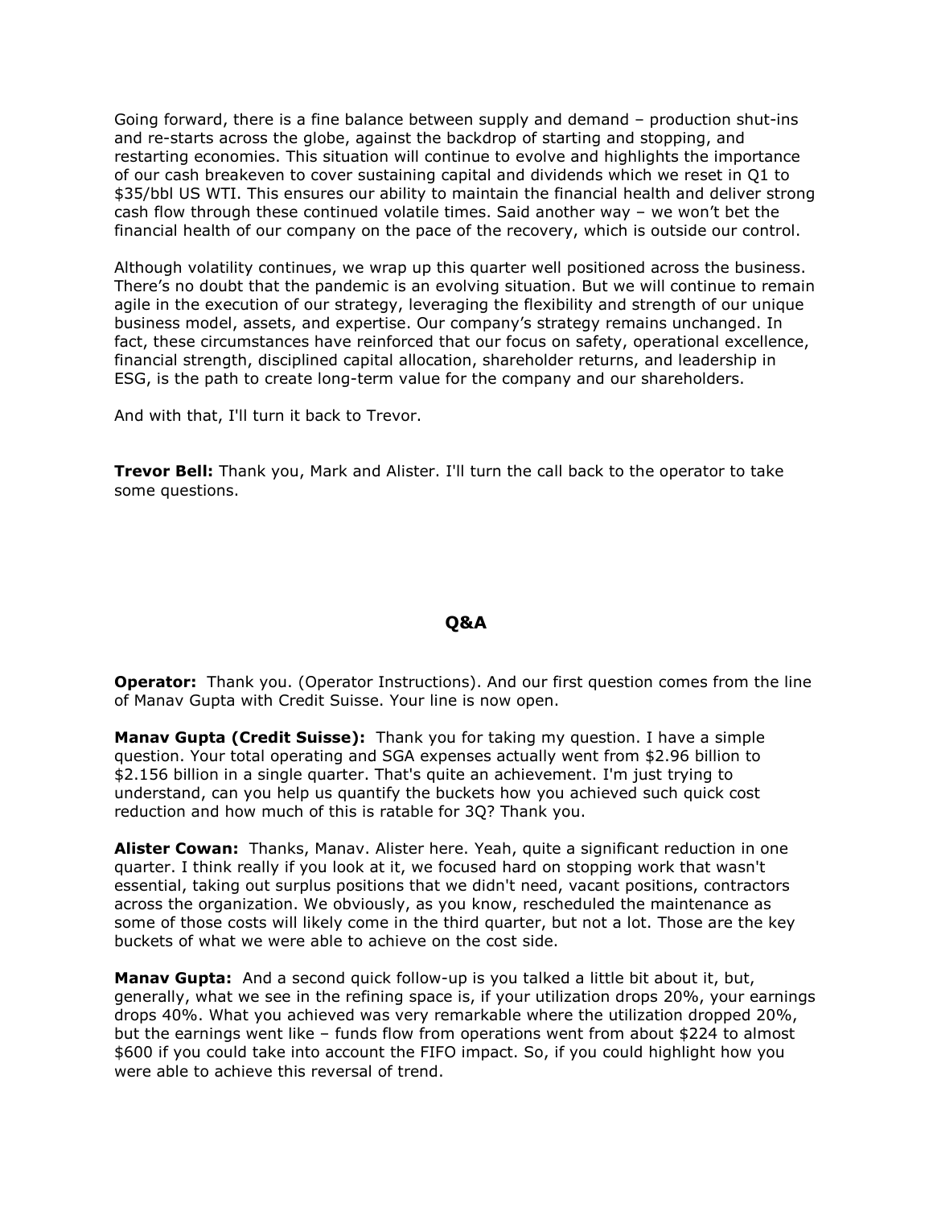Going forward, there is a fine balance between supply and demand – production shut-ins and re-starts across the globe, against the backdrop of starting and stopping, and restarting economies. This situation will continue to evolve and highlights the importance of our cash breakeven to cover sustaining capital and dividends which we reset in Q1 to $35/bbl US WTI. This ensures our ability to maintain the financial health and deliver strong cash flow through these continued volatile times. Said another way – we won't bet the financial health of our company on the pace of the recovery, which is outside our control.

Although volatility continues, we wrap up this quarter well positioned across the business. There's no doubt that the pandemic is an evolving situation. But we will continue to remain agile in the execution of our strategy, leveraging the flexibility and strength of our unique business model, assets, and expertise. Our company's strategy remains unchanged. In fact, these circumstances have reinforced that our focus on safety, operational excellence, financial strength, disciplined capital allocation, shareholder returns, and leadership in ESG, is the path to create long-term value for the company and our shareholders.

And with that, I'll turn it back to Trevor.

**Trevor Bell:** Thank you, Mark and Alister. I'll turn the call back to the operator to take some questions.

## Q&A

**Operator:** Thank you. (Operator Instructions). And our first question comes from the line of Manav Gupta with Credit Suisse. Your line is now open.

**Manav Gupta (Credit Suisse):** Thank you for taking my question. I have a simple question. Your total operating and SGA expenses actually went from $2.96 billion to $2.156 billion in a single quarter. That's quite an achievement. I'm just trying to understand, can you help us quantify the buckets how you achieved such quick cost reduction and how much of this is ratable for 3Q? Thank you.

**Alister Cowan:** Thanks, Manav. Alister here. Yeah, quite a significant reduction in one quarter. I think really if you look at it, we focused hard on stopping work that wasn't essential, taking out surplus positions that we didn't need, vacant positions, contractors across the organization. We obviously, as you know, rescheduled the maintenance as some of those costs will likely come in the third quarter, but not a lot. Those are the key buckets of what we were able to achieve on the cost side.

**Manav Gupta:** And a second quick follow-up is you talked a little bit about it, but, generally, what we see in the refining space is, if your utilization drops 20%, your earnings drops 40%. What you achieved was very remarkable where the utilization dropped 20%, but the earnings went like – funds flow from operations went from about $224 to almost $600 if you could take into account the FIFO impact. So, if you could highlight how you were able to achieve this reversal of trend.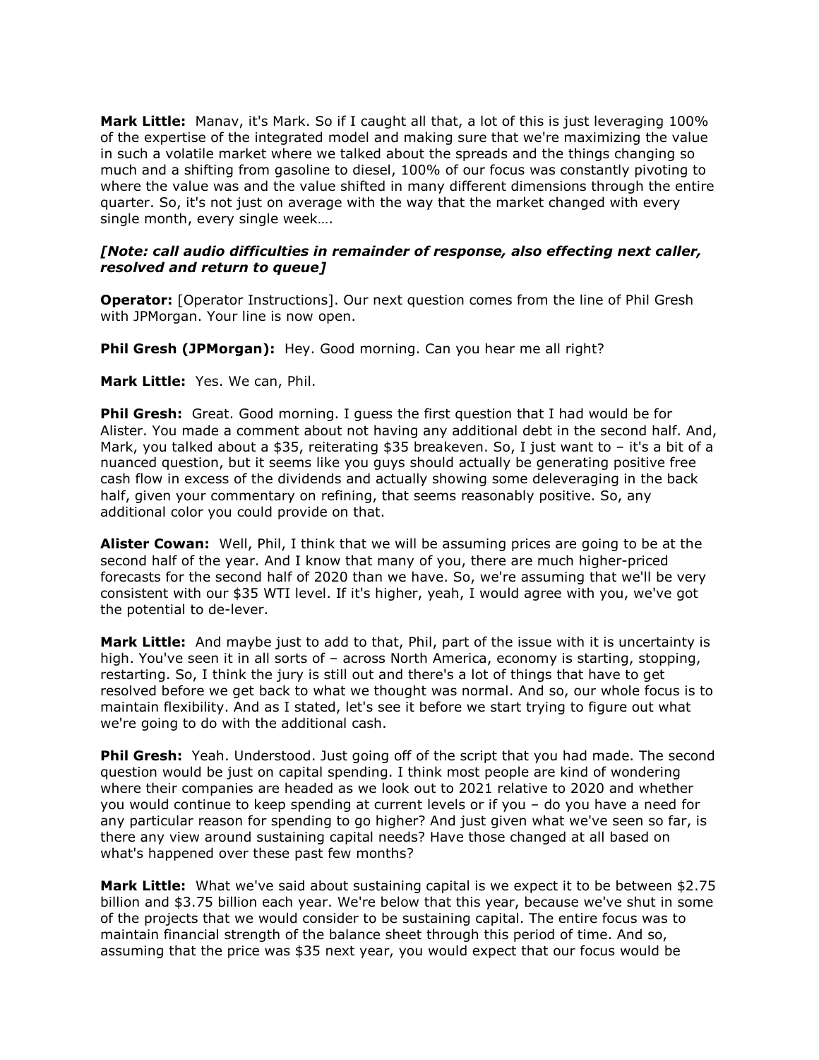**Mark Little:** Manav, it's Mark. So if I caught all that, a lot of this is just leveraging 100% of the expertise of the integrated model and making sure that we're maximizing the value in such a volatile market where we talked about the spreads and the things changing so much and a shifting from gasoline to diesel, 100% of our focus was constantly pivoting to where the value was and the value shifted in many different dimensions through the entire quarter. So, it's not just on average with the way that the market changed with every single month, every single week….

***[Note: call audio difficulties in remainder of response, also effecting next caller, resolved and return to queue]***

**Operator:** [Operator Instructions]. Our next question comes from the line of Phil Gresh with JPMorgan. Your line is now open.

**Phil Gresh (JPMorgan):** Hey. Good morning. Can you hear me all right?

**Mark Little:** Yes. We can, Phil.

**Phil Gresh:** Great. Good morning. I guess the first question that I had would be for Alister. You made a comment about not having any additional debt in the second half. And, Mark, you talked about a $35, reiterating $35 breakeven. So, I just want to – it's a bit of a nuanced question, but it seems like you guys should actually be generating positive free cash flow in excess of the dividends and actually showing some deleveraging in the back half, given your commentary on refining, that seems reasonably positive. So, any additional color you could provide on that.

**Alister Cowan:** Well, Phil, I think that we will be assuming prices are going to be at the second half of the year. And I know that many of you, there are much higher-priced forecasts for the second half of 2020 than we have. So, we're assuming that we'll be very consistent with our $35 WTI level. If it's higher, yeah, I would agree with you, we've got the potential to de-lever.

**Mark Little:** And maybe just to add to that, Phil, part of the issue with it is uncertainty is high. You've seen it in all sorts of – across North America, economy is starting, stopping, restarting. So, I think the jury is still out and there's a lot of things that have to get resolved before we get back to what we thought was normal. And so, our whole focus is to maintain flexibility. And as I stated, let's see it before we start trying to figure out what we're going to do with the additional cash.

**Phil Gresh:** Yeah. Understood. Just going off of the script that you had made. The second question would be just on capital spending. I think most people are kind of wondering where their companies are headed as we look out to 2021 relative to 2020 and whether you would continue to keep spending at current levels or if you – do you have a need for any particular reason for spending to go higher? And just given what we've seen so far, is there any view around sustaining capital needs? Have those changed at all based on what's happened over these past few months?

**Mark Little:** What we've said about sustaining capital is we expect it to be between $2.75 billion and $3.75 billion each year. We're below that this year, because we've shut in some of the projects that we would consider to be sustaining capital. The entire focus was to maintain financial strength of the balance sheet through this period of time. And so, assuming that the price was $35 next year, you would expect that our focus would be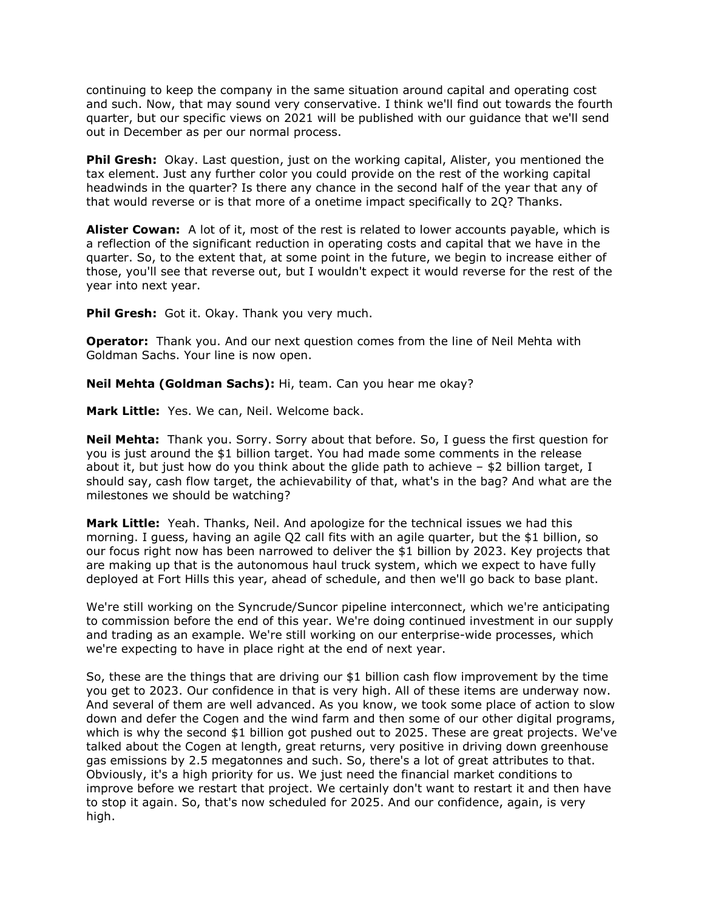continuing to keep the company in the same situation around capital and operating cost and such. Now, that may sound very conservative. I think we'll find out towards the fourth quarter, but our specific views on 2021 will be published with our guidance that we'll send out in December as per our normal process.

**Phil Gresh:** Okay. Last question, just on the working capital, Alister, you mentioned the tax element. Just any further color you could provide on the rest of the working capital headwinds in the quarter? Is there any chance in the second half of the year that any of that would reverse or is that more of a onetime impact specifically to 2Q? Thanks.

**Alister Cowan:** A lot of it, most of the rest is related to lower accounts payable, which is a reflection of the significant reduction in operating costs and capital that we have in the quarter. So, to the extent that, at some point in the future, we begin to increase either of those, you'll see that reverse out, but I wouldn't expect it would reverse for the rest of the year into next year.

**Phil Gresh:** Got it. Okay. Thank you very much.

**Operator:** Thank you. And our next question comes from the line of Neil Mehta with Goldman Sachs. Your line is now open.

**Neil Mehta (Goldman Sachs):** Hi, team. Can you hear me okay?

**Mark Little:** Yes. We can, Neil. Welcome back.

**Neil Mehta:** Thank you. Sorry. Sorry about that before. So, I guess the first question for you is just around the $1 billion target. You had made some comments in the release about it, but just how do you think about the glide path to achieve – $2 billion target, I should say, cash flow target, the achievability of that, what's in the bag? And what are the milestones we should be watching?

**Mark Little:** Yeah. Thanks, Neil. And apologize for the technical issues we had this morning. I guess, having an agile Q2 call fits with an agile quarter, but the $1 billion, so our focus right now has been narrowed to deliver the $1 billion by 2023. Key projects that are making up that is the autonomous haul truck system, which we expect to have fully deployed at Fort Hills this year, ahead of schedule, and then we'll go back to base plant.

We're still working on the Syncrude/Suncor pipeline interconnect, which we're anticipating to commission before the end of this year. We're doing continued investment in our supply and trading as an example. We're still working on our enterprise-wide processes, which we're expecting to have in place right at the end of next year.

So, these are the things that are driving our $1 billion cash flow improvement by the time you get to 2023. Our confidence in that is very high. All of these items are underway now. And several of them are well advanced. As you know, we took some place of action to slow down and defer the Cogen and the wind farm and then some of our other digital programs, which is why the second $1 billion got pushed out to 2025. These are great projects. We've talked about the Cogen at length, great returns, very positive in driving down greenhouse gas emissions by 2.5 megatonnes and such. So, there's a lot of great attributes to that. Obviously, it's a high priority for us. We just need the financial market conditions to improve before we restart that project. We certainly don't want to restart it and then have to stop it again. So, that's now scheduled for 2025. And our confidence, again, is very high.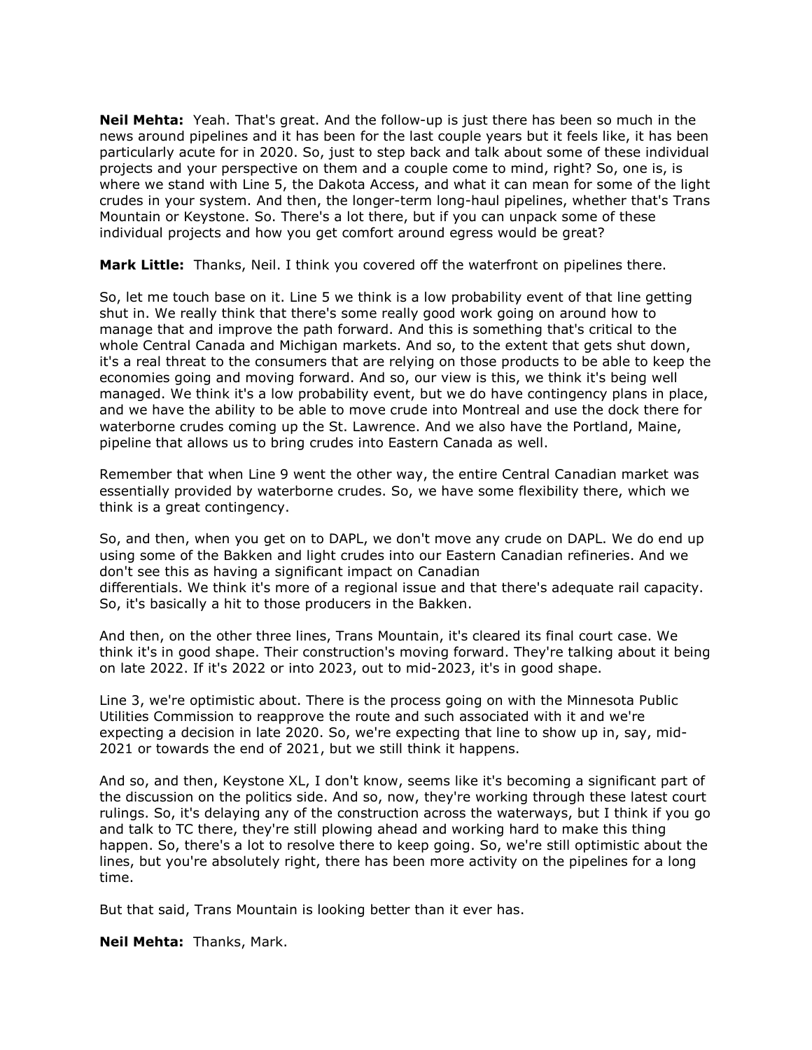**Neil Mehta:** Yeah. That's great. And the follow-up is just there has been so much in the news around pipelines and it has been for the last couple years but it feels like, it has been particularly acute for in 2020. So, just to step back and talk about some of these individual projects and your perspective on them and a couple come to mind, right? So, one is, is where we stand with Line 5, the Dakota Access, and what it can mean for some of the light crudes in your system. And then, the longer-term long-haul pipelines, whether that's Trans Mountain or Keystone. So. There's a lot there, but if you can unpack some of these individual projects and how you get comfort around egress would be great?

**Mark Little:** Thanks, Neil. I think you covered off the waterfront on pipelines there.

So, let me touch base on it. Line 5 we think is a low probability event of that line getting shut in. We really think that there's some really good work going on around how to manage that and improve the path forward. And this is something that's critical to the whole Central Canada and Michigan markets. And so, to the extent that gets shut down, it's a real threat to the consumers that are relying on those products to be able to keep the economies going and moving forward. And so, our view is this, we think it's being well managed. We think it's a low probability event, but we do have contingency plans in place, and we have the ability to be able to move crude into Montreal and use the dock there for waterborne crudes coming up the St. Lawrence. And we also have the Portland, Maine, pipeline that allows us to bring crudes into Eastern Canada as well.

Remember that when Line 9 went the other way, the entire Central Canadian market was essentially provided by waterborne crudes. So, we have some flexibility there, which we think is a great contingency.

So, and then, when you get on to DAPL, we don't move any crude on DAPL. We do end up using some of the Bakken and light crudes into our Eastern Canadian refineries. And we don't see this as having a significant impact on Canadian differentials. We think it's more of a regional issue and that there's adequate rail capacity. So, it's basically a hit to those producers in the Bakken.

And then, on the other three lines, Trans Mountain, it's cleared its final court case. We think it's in good shape. Their construction's moving forward. They're talking about it being on late 2022. If it's 2022 or into 2023, out to mid-2023, it's in good shape.

Line 3, we're optimistic about. There is the process going on with the Minnesota Public Utilities Commission to reapprove the route and such associated with it and we're expecting a decision in late 2020. So, we're expecting that line to show up in, say, mid-2021 or towards the end of 2021, but we still think it happens.

And so, and then, Keystone XL, I don't know, seems like it's becoming a significant part of the discussion on the politics side. And so, now, they're working through these latest court rulings. So, it's delaying any of the construction across the waterways, but I think if you go and talk to TC there, they're still plowing ahead and working hard to make this thing happen. So, there's a lot to resolve there to keep going. So, we're still optimistic about the lines, but you're absolutely right, there has been more activity on the pipelines for a long time.

But that said, Trans Mountain is looking better than it ever has.

**Neil Mehta:** Thanks, Mark.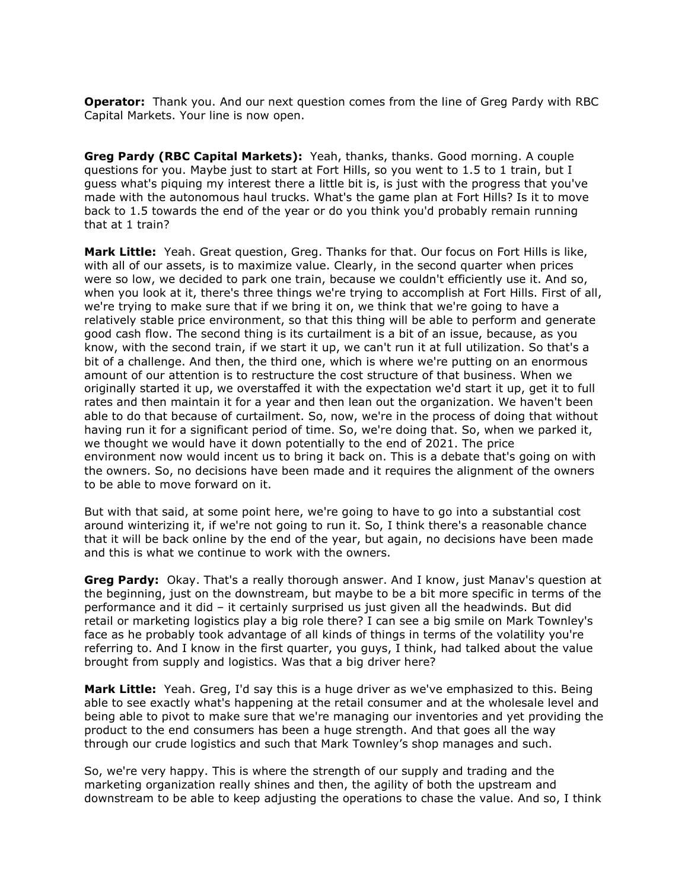**Operator:** Thank you. And our next question comes from the line of Greg Pardy with RBC Capital Markets. Your line is now open.

**Greg Pardy (RBC Capital Markets):** Yeah, thanks, thanks. Good morning. A couple questions for you. Maybe just to start at Fort Hills, so you went to 1.5 to 1 train, but I guess what's piquing my interest there a little bit is, is just with the progress that you've made with the autonomous haul trucks. What's the game plan at Fort Hills? Is it to move back to 1.5 towards the end of the year or do you think you'd probably remain running that at 1 train?

**Mark Little:** Yeah. Great question, Greg. Thanks for that. Our focus on Fort Hills is like, with all of our assets, is to maximize value. Clearly, in the second quarter when prices were so low, we decided to park one train, because we couldn't efficiently use it. And so, when you look at it, there's three things we're trying to accomplish at Fort Hills. First of all, we're trying to make sure that if we bring it on, we think that we're going to have a relatively stable price environment, so that this thing will be able to perform and generate good cash flow. The second thing is its curtailment is a bit of an issue, because, as you know, with the second train, if we start it up, we can't run it at full utilization. So that's a bit of a challenge. And then, the third one, which is where we're putting on an enormous amount of our attention is to restructure the cost structure of that business. When we originally started it up, we overstaffed it with the expectation we'd start it up, get it to full rates and then maintain it for a year and then lean out the organization. We haven't been able to do that because of curtailment. So, now, we're in the process of doing that without having run it for a significant period of time. So, we're doing that. So, when we parked it, we thought we would have it down potentially to the end of 2021. The price environment now would incent us to bring it back on. This is a debate that's going on with the owners. So, no decisions have been made and it requires the alignment of the owners to be able to move forward on it.

But with that said, at some point here, we're going to have to go into a substantial cost around winterizing it, if we're not going to run it. So, I think there's a reasonable chance that it will be back online by the end of the year, but again, no decisions have been made and this is what we continue to work with the owners.

**Greg Pardy:** Okay. That's a really thorough answer. And I know, just Manav's question at the beginning, just on the downstream, but maybe to be a bit more specific in terms of the performance and it did – it certainly surprised us just given all the headwinds. But did retail or marketing logistics play a big role there? I can see a big smile on Mark Townley's face as he probably took advantage of all kinds of things in terms of the volatility you're referring to. And I know in the first quarter, you guys, I think, had talked about the value brought from supply and logistics. Was that a big driver here?

**Mark Little:** Yeah. Greg, I'd say this is a huge driver as we've emphasized to this. Being able to see exactly what's happening at the retail consumer and at the wholesale level and being able to pivot to make sure that we're managing our inventories and yet providing the product to the end consumers has been a huge strength. And that goes all the way through our crude logistics and such that Mark Townley's shop manages and such.

So, we're very happy. This is where the strength of our supply and trading and the marketing organization really shines and then, the agility of both the upstream and downstream to be able to keep adjusting the operations to chase the value. And so, I think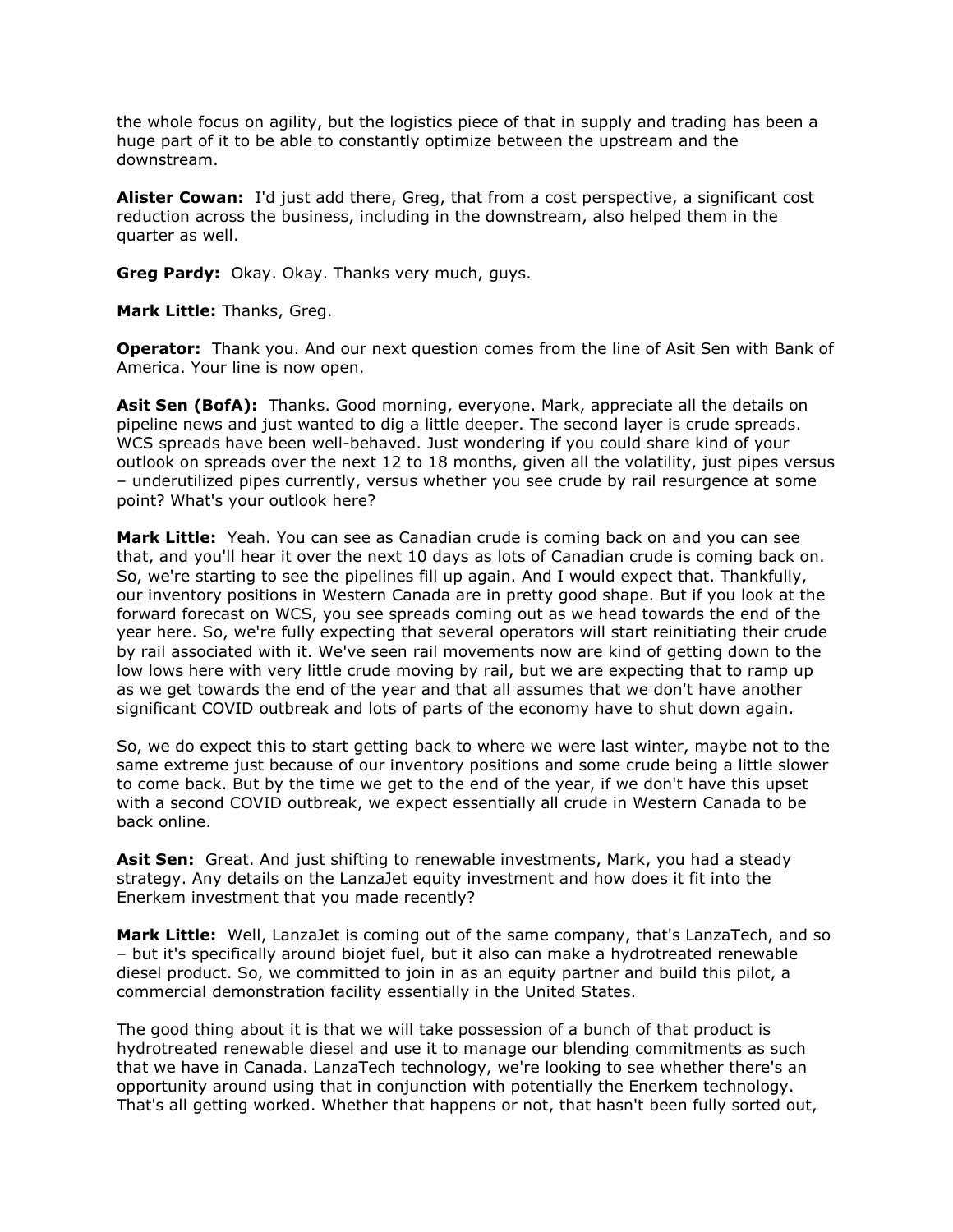the whole focus on agility, but the logistics piece of that in supply and trading has been a huge part of it to be able to constantly optimize between the upstream and the downstream.

**Alister Cowan:** I'd just add there, Greg, that from a cost perspective, a significant cost reduction across the business, including in the downstream, also helped them in the quarter as well.

**Greg Pardy:** Okay. Okay. Thanks very much, guys.

**Mark Little:** Thanks, Greg.

**Operator:** Thank you. And our next question comes from the line of Asit Sen with Bank of America. Your line is now open.

**Asit Sen (BofA):** Thanks. Good morning, everyone. Mark, appreciate all the details on pipeline news and just wanted to dig a little deeper. The second layer is crude spreads. WCS spreads have been well-behaved. Just wondering if you could share kind of your outlook on spreads over the next 12 to 18 months, given all the volatility, just pipes versus – underutilized pipes currently, versus whether you see crude by rail resurgence at some point? What's your outlook here?

**Mark Little:** Yeah. You can see as Canadian crude is coming back on and you can see that, and you'll hear it over the next 10 days as lots of Canadian crude is coming back on. So, we're starting to see the pipelines fill up again. And I would expect that. Thankfully, our inventory positions in Western Canada are in pretty good shape. But if you look at the forward forecast on WCS, you see spreads coming out as we head towards the end of the year here. So, we're fully expecting that several operators will start reinitiating their crude by rail associated with it. We've seen rail movements now are kind of getting down to the low lows here with very little crude moving by rail, but we are expecting that to ramp up as we get towards the end of the year and that all assumes that we don't have another significant COVID outbreak and lots of parts of the economy have to shut down again.

So, we do expect this to start getting back to where we were last winter, maybe not to the same extreme just because of our inventory positions and some crude being a little slower to come back. But by the time we get to the end of the year, if we don't have this upset with a second COVID outbreak, we expect essentially all crude in Western Canada to be back online.

**Asit Sen:** Great. And just shifting to renewable investments, Mark, you had a steady strategy. Any details on the LanzaJet equity investment and how does it fit into the Enerkem investment that you made recently?

**Mark Little:** Well, LanzaJet is coming out of the same company, that's LanzaTech, and so – but it's specifically around biojet fuel, but it also can make a hydrotreated renewable diesel product. So, we committed to join in as an equity partner and build this pilot, a commercial demonstration facility essentially in the United States.

The good thing about it is that we will take possession of a bunch of that product is hydrotreated renewable diesel and use it to manage our blending commitments as such that we have in Canada. LanzaTech technology, we're looking to see whether there's an opportunity around using that in conjunction with potentially the Enerkem technology. That's all getting worked. Whether that happens or not, that hasn't been fully sorted out,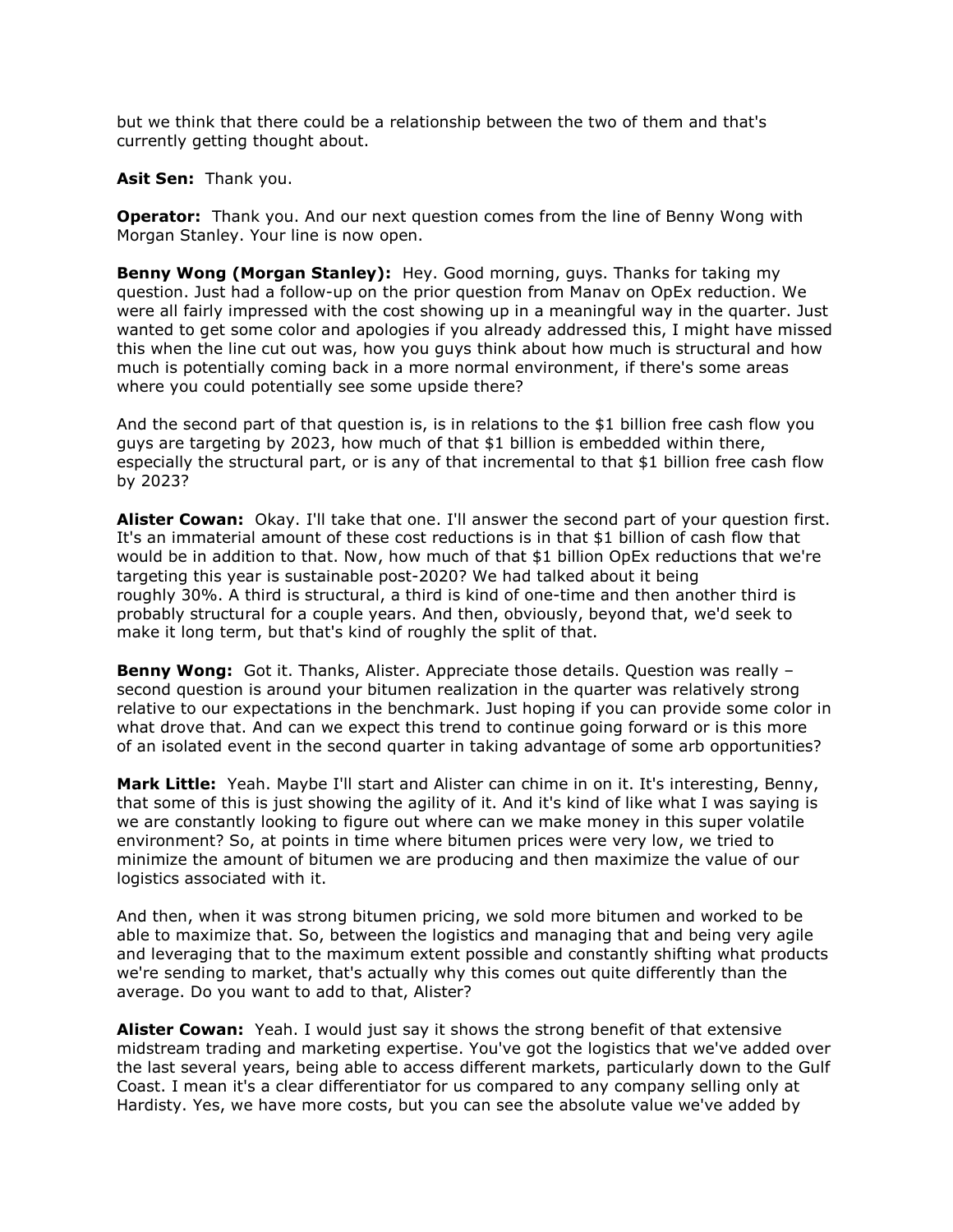but we think that there could be a relationship between the two of them and that's currently getting thought about.

**Asit Sen:** Thank you.

**Operator:** Thank you. And our next question comes from the line of Benny Wong with Morgan Stanley. Your line is now open.

**Benny Wong (Morgan Stanley):** Hey. Good morning, guys. Thanks for taking my question. Just had a follow-up on the prior question from Manav on OpEx reduction. We were all fairly impressed with the cost showing up in a meaningful way in the quarter. Just wanted to get some color and apologies if you already addressed this, I might have missed this when the line cut out was, how you guys think about how much is structural and how much is potentially coming back in a more normal environment, if there's some areas where you could potentially see some upside there?

And the second part of that question is, is in relations to the $1 billion free cash flow you guys are targeting by 2023, how much of that $1 billion is embedded within there, especially the structural part, or is any of that incremental to that $1 billion free cash flow by 2023?

**Alister Cowan:** Okay. I'll take that one. I'll answer the second part of your question first. It's an immaterial amount of these cost reductions is in that $1 billion of cash flow that would be in addition to that. Now, how much of that $1 billion OpEx reductions that we're targeting this year is sustainable post-2020? We had talked about it being roughly 30%. A third is structural, a third is kind of one-time and then another third is probably structural for a couple years. And then, obviously, beyond that, we'd seek to make it long term, but that's kind of roughly the split of that.

**Benny Wong:** Got it. Thanks, Alister. Appreciate those details. Question was really – second question is around your bitumen realization in the quarter was relatively strong relative to our expectations in the benchmark. Just hoping if you can provide some color in what drove that. And can we expect this trend to continue going forward or is this more of an isolated event in the second quarter in taking advantage of some arb opportunities?

**Mark Little:** Yeah. Maybe I'll start and Alister can chime in on it. It's interesting, Benny, that some of this is just showing the agility of it. And it's kind of like what I was saying is we are constantly looking to figure out where can we make money in this super volatile environment? So, at points in time where bitumen prices were very low, we tried to minimize the amount of bitumen we are producing and then maximize the value of our logistics associated with it.

And then, when it was strong bitumen pricing, we sold more bitumen and worked to be able to maximize that. So, between the logistics and managing that and being very agile and leveraging that to the maximum extent possible and constantly shifting what products we're sending to market, that's actually why this comes out quite differently than the average. Do you want to add to that, Alister?

**Alister Cowan:** Yeah. I would just say it shows the strong benefit of that extensive midstream trading and marketing expertise. You've got the logistics that we've added over the last several years, being able to access different markets, particularly down to the Gulf Coast. I mean it's a clear differentiator for us compared to any company selling only at Hardisty. Yes, we have more costs, but you can see the absolute value we've added by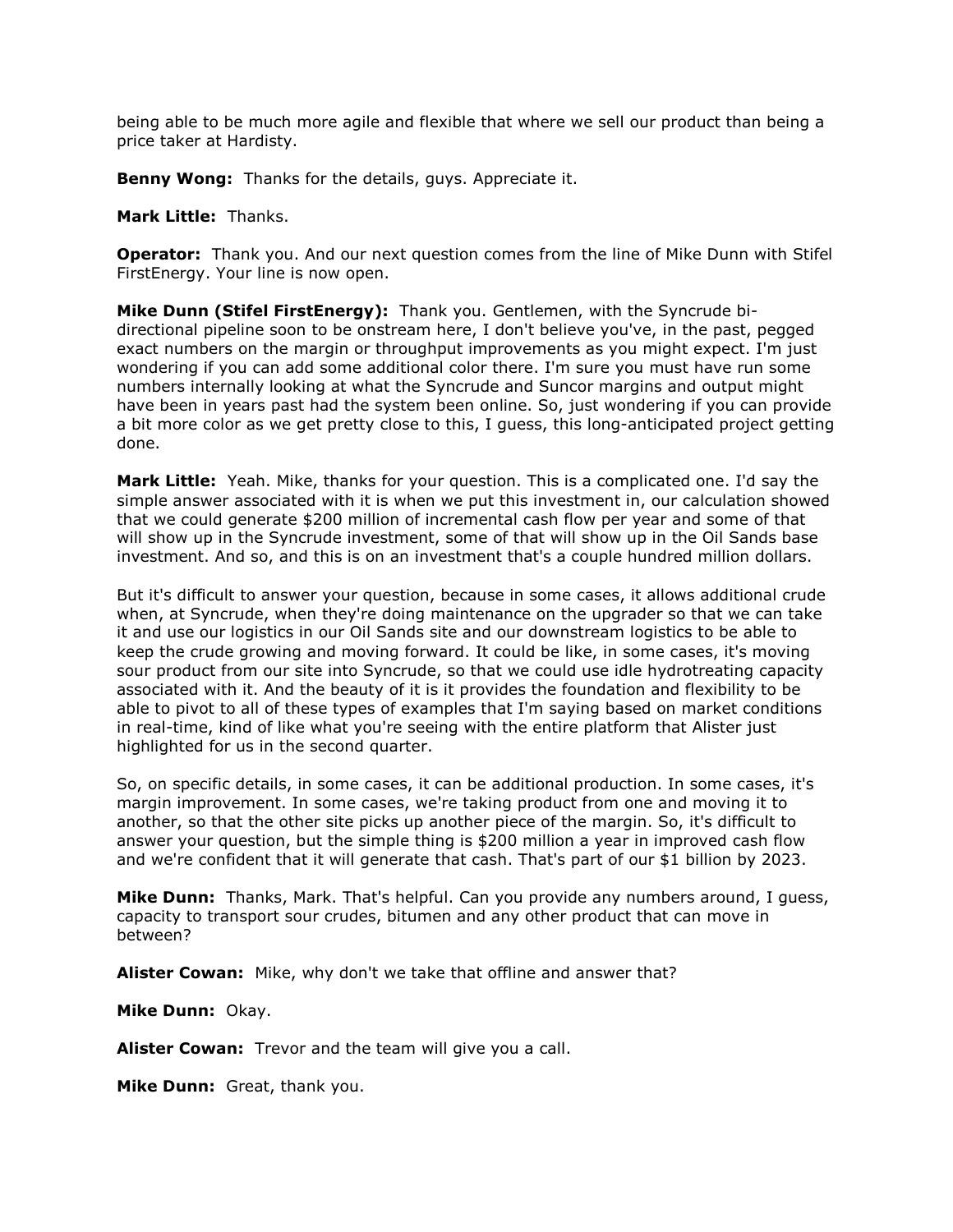being able to be much more agile and flexible that where we sell our product than being a price taker at Hardisty.

**Benny Wong:** Thanks for the details, guys. Appreciate it.

**Mark Little:** Thanks.

**Operator:** Thank you. And our next question comes from the line of Mike Dunn with Stifel FirstEnergy. Your line is now open.

**Mike Dunn (Stifel FirstEnergy):** Thank you. Gentlemen, with the Syncrude bi-directional pipeline soon to be onstream here, I don't believe you've, in the past, pegged exact numbers on the margin or throughput improvements as you might expect. I'm just wondering if you can add some additional color there. I'm sure you must have run some numbers internally looking at what the Syncrude and Suncor margins and output might have been in years past had the system been online. So, just wondering if you can provide a bit more color as we get pretty close to this, I guess, this long-anticipated project getting done.

**Mark Little:** Yeah. Mike, thanks for your question. This is a complicated one. I'd say the simple answer associated with it is when we put this investment in, our calculation showed that we could generate $200 million of incremental cash flow per year and some of that will show up in the Syncrude investment, some of that will show up in the Oil Sands base investment. And so, and this is on an investment that's a couple hundred million dollars.

But it's difficult to answer your question, because in some cases, it allows additional crude when, at Syncrude, when they're doing maintenance on the upgrader so that we can take it and use our logistics in our Oil Sands site and our downstream logistics to be able to keep the crude growing and moving forward. It could be like, in some cases, it's moving sour product from our site into Syncrude, so that we could use idle hydrotreating capacity associated with it. And the beauty of it is it provides the foundation and flexibility to be able to pivot to all of these types of examples that I'm saying based on market conditions in real-time, kind of like what you're seeing with the entire platform that Alister just highlighted for us in the second quarter.

So, on specific details, in some cases, it can be additional production. In some cases, it's margin improvement. In some cases, we're taking product from one and moving it to another, so that the other site picks up another piece of the margin. So, it's difficult to answer your question, but the simple thing is $200 million a year in improved cash flow and we're confident that it will generate that cash. That's part of our $1 billion by 2023.

**Mike Dunn:** Thanks, Mark. That's helpful. Can you provide any numbers around, I guess, capacity to transport sour crudes, bitumen and any other product that can move in between?

**Alister Cowan:** Mike, why don't we take that offline and answer that?

**Mike Dunn:** Okay.

**Alister Cowan:** Trevor and the team will give you a call.

**Mike Dunn:** Great, thank you.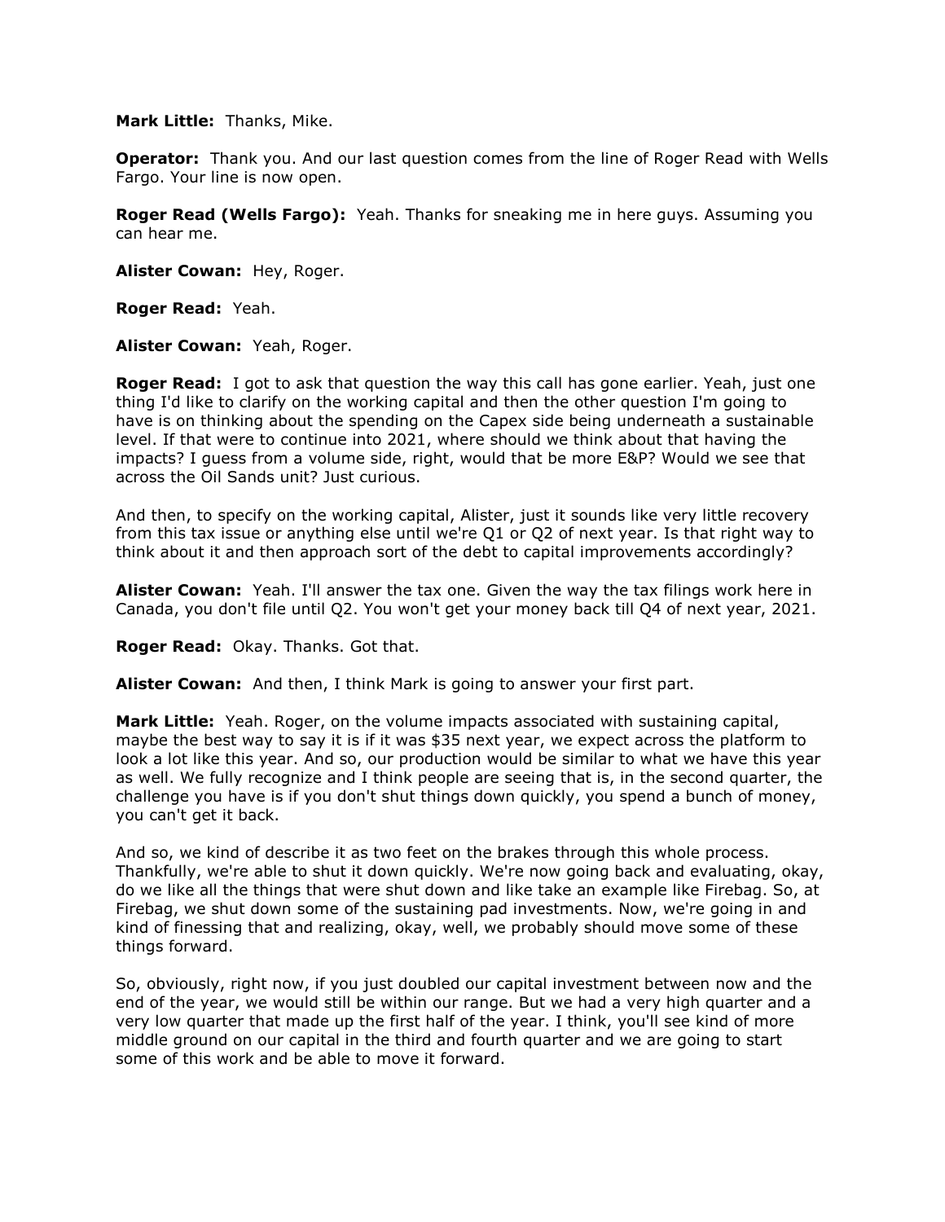**Mark Little:** Thanks, Mike.

**Operator:** Thank you. And our last question comes from the line of Roger Read with Wells Fargo. Your line is now open.

**Roger Read (Wells Fargo):** Yeah. Thanks for sneaking me in here guys. Assuming you can hear me.

**Alister Cowan:** Hey, Roger.

**Roger Read:** Yeah.

**Alister Cowan:** Yeah, Roger.

**Roger Read:** I got to ask that question the way this call has gone earlier. Yeah, just one thing I'd like to clarify on the working capital and then the other question I'm going to have is on thinking about the spending on the Capex side being underneath a sustainable level. If that were to continue into 2021, where should we think about that having the impacts? I guess from a volume side, right, would that be more E&P? Would we see that across the Oil Sands unit? Just curious.

And then, to specify on the working capital, Alister, just it sounds like very little recovery from this tax issue or anything else until we're Q1 or Q2 of next year. Is that right way to think about it and then approach sort of the debt to capital improvements accordingly?

**Alister Cowan:** Yeah. I'll answer the tax one. Given the way the tax filings work here in Canada, you don't file until Q2. You won't get your money back till Q4 of next year, 2021.

**Roger Read:** Okay. Thanks. Got that.

**Alister Cowan:** And then, I think Mark is going to answer your first part.

**Mark Little:** Yeah. Roger, on the volume impacts associated with sustaining capital, maybe the best way to say it is if it was $35 next year, we expect across the platform to look a lot like this year. And so, our production would be similar to what we have this year as well. We fully recognize and I think people are seeing that is, in the second quarter, the challenge you have is if you don't shut things down quickly, you spend a bunch of money, you can't get it back.

And so, we kind of describe it as two feet on the brakes through this whole process. Thankfully, we're able to shut it down quickly. We're now going back and evaluating, okay, do we like all the things that were shut down and like take an example like Firebag. So, at Firebag, we shut down some of the sustaining pad investments. Now, we're going in and kind of finessing that and realizing, okay, well, we probably should move some of these things forward.

So, obviously, right now, if you just doubled our capital investment between now and the end of the year, we would still be within our range. But we had a very high quarter and a very low quarter that made up the first half of the year. I think, you'll see kind of more middle ground on our capital in the third and fourth quarter and we are going to start some of this work and be able to move it forward.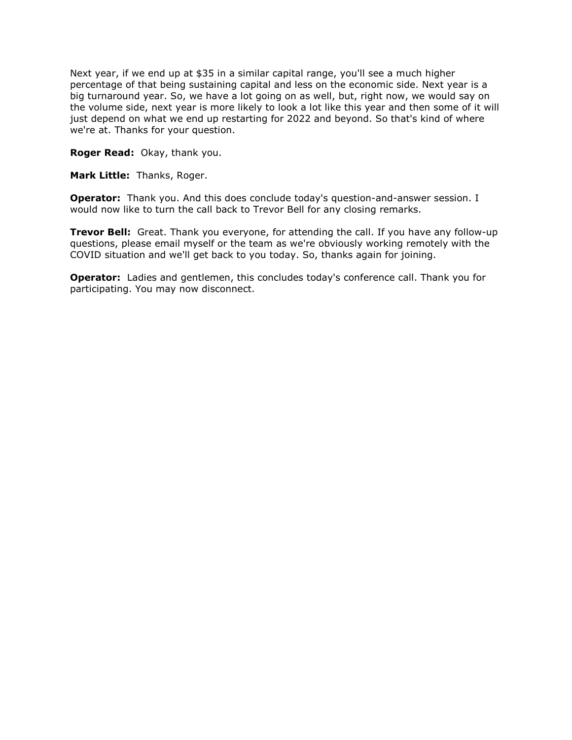Next year, if we end up at $35 in a similar capital range, you'll see a much higher percentage of that being sustaining capital and less on the economic side. Next year is a big turnaround year. So, we have a lot going on as well, but, right now, we would say on the volume side, next year is more likely to look a lot like this year and then some of it will just depend on what we end up restarting for 2022 and beyond. So that's kind of where we're at. Thanks for your question.

**Roger Read:** Okay, thank you.

**Mark Little:** Thanks, Roger.

**Operator:** Thank you. And this does conclude today's question-and-answer session. I would now like to turn the call back to Trevor Bell for any closing remarks.

**Trevor Bell:** Great. Thank you everyone, for attending the call. If you have any follow-up questions, please email myself or the team as we're obviously working remotely with the COVID situation and we'll get back to you today. So, thanks again for joining.

**Operator:** Ladies and gentlemen, this concludes today's conference call. Thank you for participating. You may now disconnect.